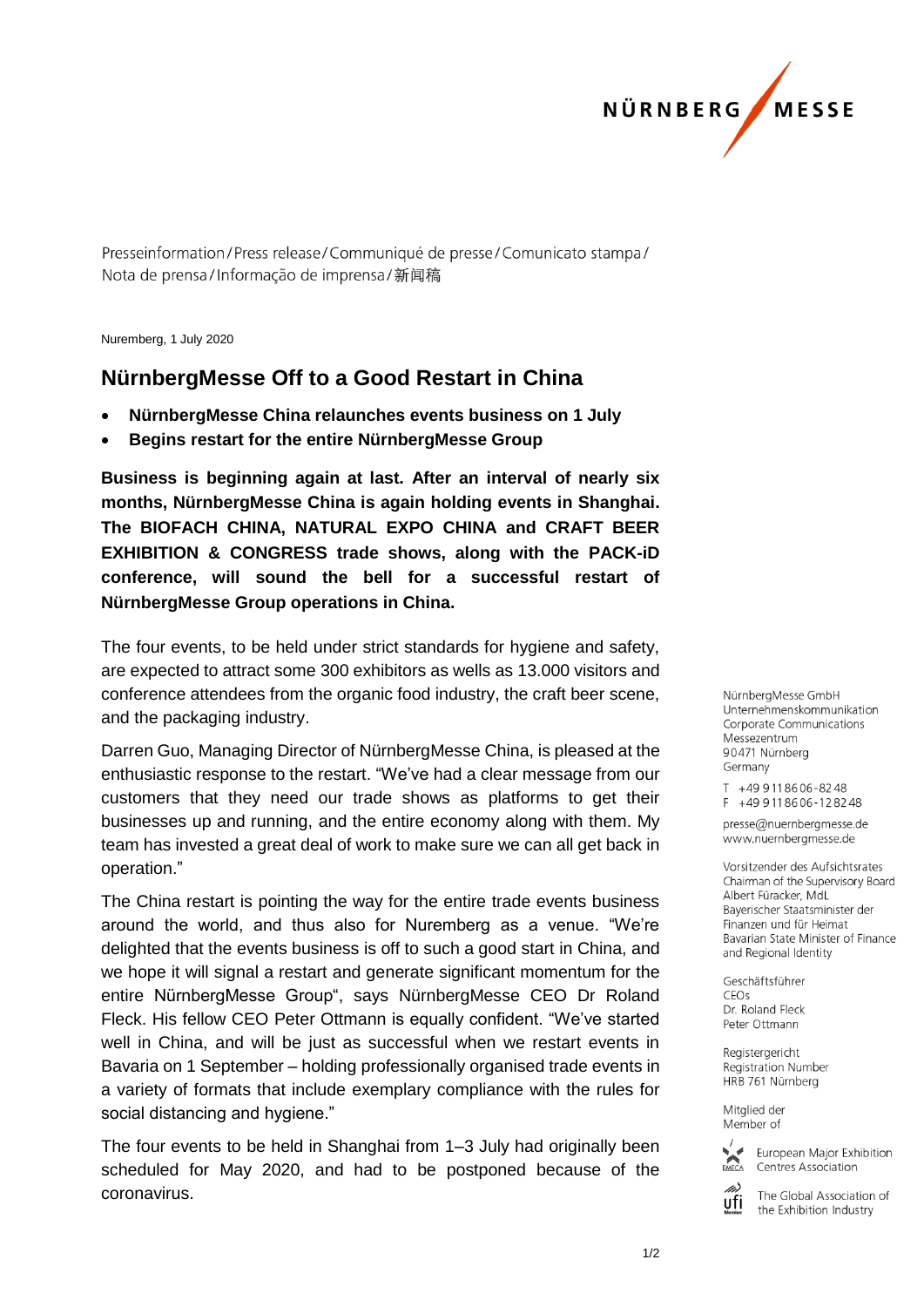NÜRNBERG MESSE

Presseinformation / Press release / Communiqué de presse / Comunicato stampa / Nota de prensa / Informação de imprensa / 新闻稿

Nuremberg, 1 July 2020

## NürnbergMesse Off to a Good Restart in China

- **NürnbergMesse China relaunches events business on 1 July**
- **Begins restart for the entire NürnbergMesse Group**

**Business is beginning again at last. After an interval of nearly six months, NürnbergMesse China is again holding events in Shanghai. The BIOFACH CHINA, NATURAL EXPO CHINA and CRAFT BEER EXHIBITION & CONGRESS trade shows, along with the PACK-iD conference, will sound the bell for a successful restart of NürnbergMesse Group operations in China.**

The four events, to be held under strict standards for hygiene and safety, are expected to attract some 300 exhibitors as wells as 13.000 visitors and conference attendees from the organic food industry, the craft beer scene, and the packaging industry.

Darren Guo, Managing Director of NürnbergMesse China, is pleased at the enthusiastic response to the restart. "We've had a clear message from our customers that they need our trade shows as platforms to get their businesses up and running, and the entire economy along with them. My team has invested a great deal of work to make sure we can all get back in operation."

The China restart is pointing the way for the entire trade events business around the world, and thus also for Nuremberg as a venue. "We're delighted that the events business is off to such a good start in China, and we hope it will signal a restart and generate significant momentum for the entire NürnbergMesse Group", says NürnbergMesse CEO Dr Roland Fleck. His fellow CEO Peter Ottmann is equally confident. "We've started well in China, and will be just as successful when we restart events in Bavaria on 1 September – holding professionally organised trade events in a variety of formats that include exemplary compliance with the rules for social distancing and hygiene."

The four events to be held in Shanghai from 1–3 July had originally been scheduled for May 2020, and had to be postponed because of the coronavirus.

NürnbergMesse GmbH
Unternehmenskommunikation
Corporate Communications
Messezentrum
90471 Nürnberg
Germany

T +49 9 11 86 06 - 82 48
F +49 9 11 86 06 - 12 82 48

presse@nuernbergmesse.de
www.nuernbergmesse.de

Vorsitzender des Aufsichtsrates
Chairman of the Supervisory Board
Albert Füracker, MdL
Bayerischer Staatsminister der Finanzen und für Heimat
Bavarian State Minister of Finance and Regional Identity

Geschäftsführer
CEOs
Dr. Roland Fleck
Peter Ottmann

Registergericht
Registration Number
HRB 761 Nürnberg

Mitglied der
Member of

European Major Exhibition Centres Association

The Global Association of the Exhibition Industry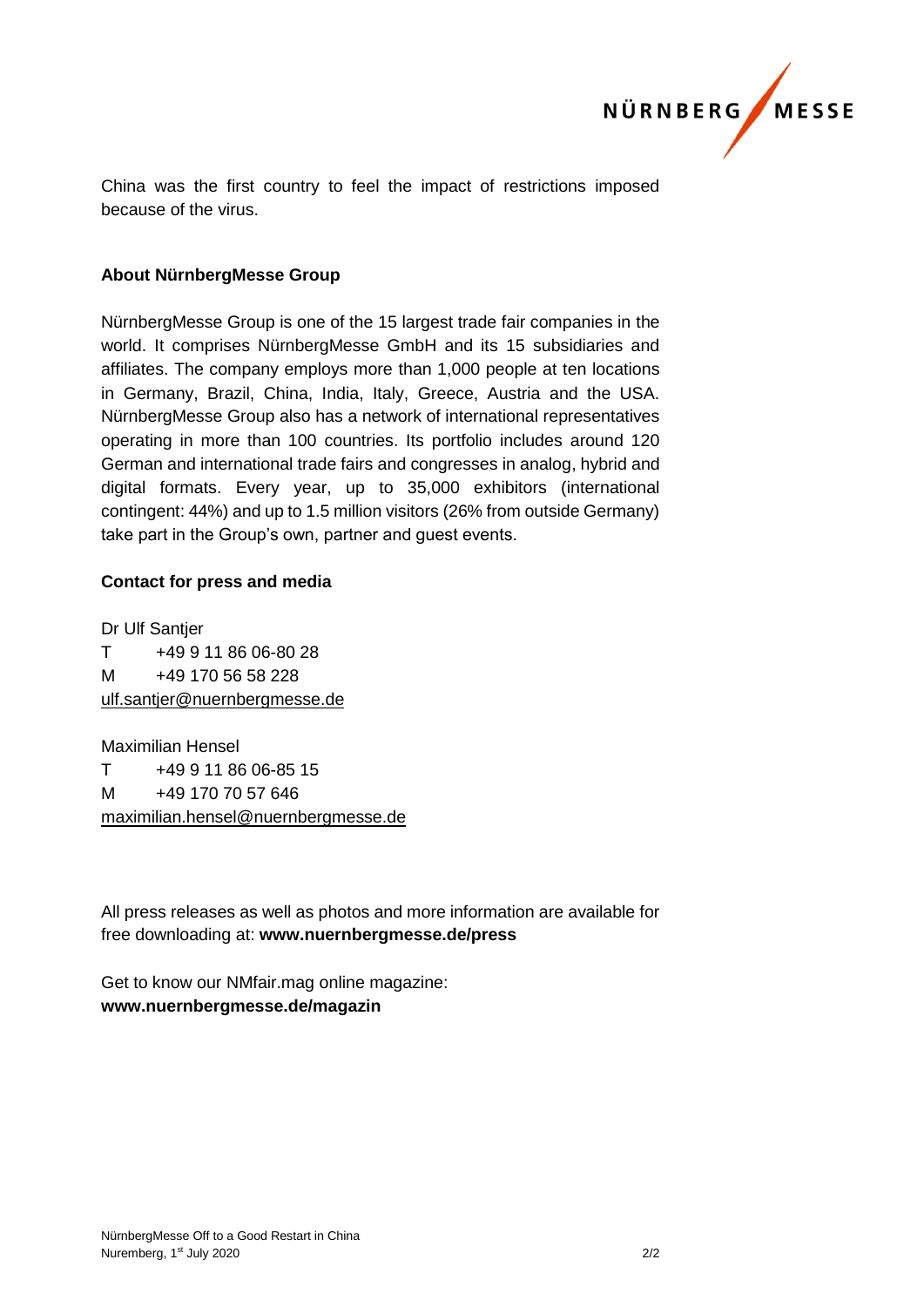China was the first country to feel the impact of restrictions imposed because of the virus.

**About NürnbergMesse Group**

NürnbergMesse Group is one of the 15 largest trade fair companies in the world. It comprises NürnbergMesse GmbH and its 15 subsidiaries and affiliates. The company employs more than 1,000 people at ten locations in Germany, Brazil, China, India, Italy, Greece, Austria and the USA. NürnbergMesse Group also has a network of international representatives operating in more than 100 countries. Its portfolio includes around 120 German and international trade fairs and congresses in analog, hybrid and digital formats. Every year, up to 35,000 exhibitors (international contingent: 44%) and up to 1.5 million visitors (26% from outside Germany) take part in the Group's own, partner and guest events.

**Contact for press and media**

Dr Ulf Santjer
T  +49 9 11 86 06-80 28
M  +49 170 56 58 228
ulf.santjer@nuernbergmesse.de

Maximilian Hensel
T  +49 9 11 86 06-85 15
M  +49 170 70 57 646
maximilian.hensel@nuernbergmesse.de

All press releases as well as photos and more information are available for free downloading at: **www.nuernbergmesse.de/press**

Get to know our NMfair.mag online magazine:
**www.nuernbergmesse.de/magazin**